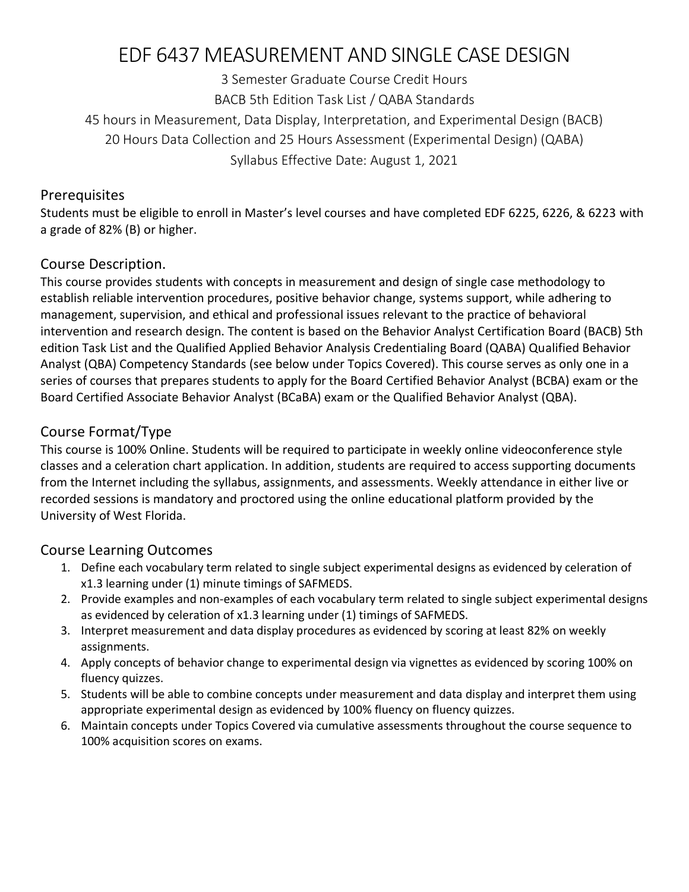# EDF 6437 MEASUREMENT AND SINGLE CASE DESIGN

3 Semester Graduate Course Credit Hours

BACB 5th Edition Task List / QABA Standards

45 hours in Measurement, Data Display, Interpretation, and Experimental Design (BACB)

20 Hours Data Collection and 25 Hours Assessment (Experimental Design) (QABA)

Syllabus Effective Date: August 1, 2021

## Prerequisites

Students must be eligible to enroll in Master's level courses and have completed EDF 6225, 6226, & 6223 with a grade of 82% (B) or higher.

## Course Description.

This course provides students with concepts in measurement and design of single case methodology to establish reliable intervention procedures, positive behavior change, systems support, while adhering to management, supervision, and ethical and professional issues relevant to the practice of behavioral intervention and research design. The content is based on the Behavior Analyst Certification Board (BACB) 5th edition Task List and the Qualified Applied Behavior Analysis Credentialing Board (QABA) Qualified Behavior Analyst (QBA) Competency Standards (see below under Topics Covered). This course serves as only one in a series of courses that prepares students to apply for the Board Certified Behavior Analyst (BCBA) exam or the Board Certified Associate Behavior Analyst (BCaBA) exam or the Qualified Behavior Analyst (QBA).

## Course Format/Type

This course is 100% Online. Students will be required to participate in weekly online videoconference style classes and a celeration chart application. In addition, students are required to access supporting documents from the Internet including the syllabus, assignments, and assessments. Weekly attendance in either live or recorded sessions is mandatory and proctored using the online educational platform provided by the University of West Florida.

## Course Learning Outcomes

1. Define each vocabulary term related to single subject experimental designs as evidenced by celeration of x1.3 learning under (1) minute timings of SAFMEDS.
2. Provide examples and non-examples of each vocabulary term related to single subject experimental designs as evidenced by celeration of x1.3 learning under (1) timings of SAFMEDS.
3. Interpret measurement and data display procedures as evidenced by scoring at least 82% on weekly assignments.
4. Apply concepts of behavior change to experimental design via vignettes as evidenced by scoring 100% on fluency quizzes.
5. Students will be able to combine concepts under measurement and data display and interpret them using appropriate experimental design as evidenced by 100% fluency on fluency quizzes.
6. Maintain concepts under Topics Covered via cumulative assessments throughout the course sequence to 100% acquisition scores on exams.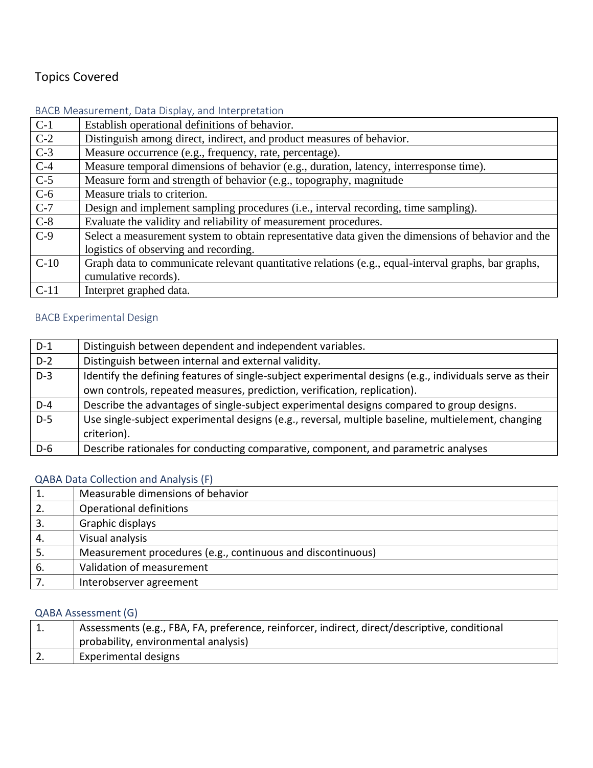## Topics Covered

### BACB Measurement, Data Display, and Interpretation

| | |
|---|---|
| C-1 | Establish operational definitions of behavior. |
| C-2 | Distinguish among direct, indirect, and product measures of behavior. |
| C-3 | Measure occurrence (e.g., frequency, rate, percentage). |
| C-4 | Measure temporal dimensions of behavior (e.g., duration, latency, interresponse time). |
| C-5 | Measure form and strength of behavior (e.g., topography, magnitude |
| C-6 | Measure trials to criterion. |
| C-7 | Design and implement sampling procedures (i.e., interval recording, time sampling). |
| C-8 | Evaluate the validity and reliability of measurement procedures. |
| C-9 | Select a measurement system to obtain representative data given the dimensions of behavior and the logistics of observing and recording. |
| C-10 | Graph data to communicate relevant quantitative relations (e.g., equal-interval graphs, bar graphs, cumulative records). |
| C-11 | Interpret graphed data. |

### BACB Experimental Design

| | |
|---|---|
| D-1 | Distinguish between dependent and independent variables. |
| D-2 | Distinguish between internal and external validity. |
| D-3 | Identify the defining features of single-subject experimental designs (e.g., individuals serve as their own controls, repeated measures, prediction, verification, replication). |
| D-4 | Describe the advantages of single-subject experimental designs compared to group designs. |
| D-5 | Use single-subject experimental designs (e.g., reversal, multiple baseline, multielement, changing criterion). |
| D-6 | Describe rationales for conducting comparative, component, and parametric analyses |

### QABA Data Collection and Analysis (F)

| | |
|---|---|
| 1. | Measurable dimensions of behavior |
| 2. | Operational definitions |
| 3. | Graphic displays |
| 4. | Visual analysis |
| 5. | Measurement procedures (e.g., continuous and discontinuous) |
| 6. | Validation of measurement |
| 7. | Interobserver agreement |

### QABA Assessment (G)

| | |
|---|---|
| 1. | Assessments (e.g., FBA, FA, preference, reinforcer, indirect, direct/descriptive, conditional probability, environmental analysis) |
| 2. | Experimental designs |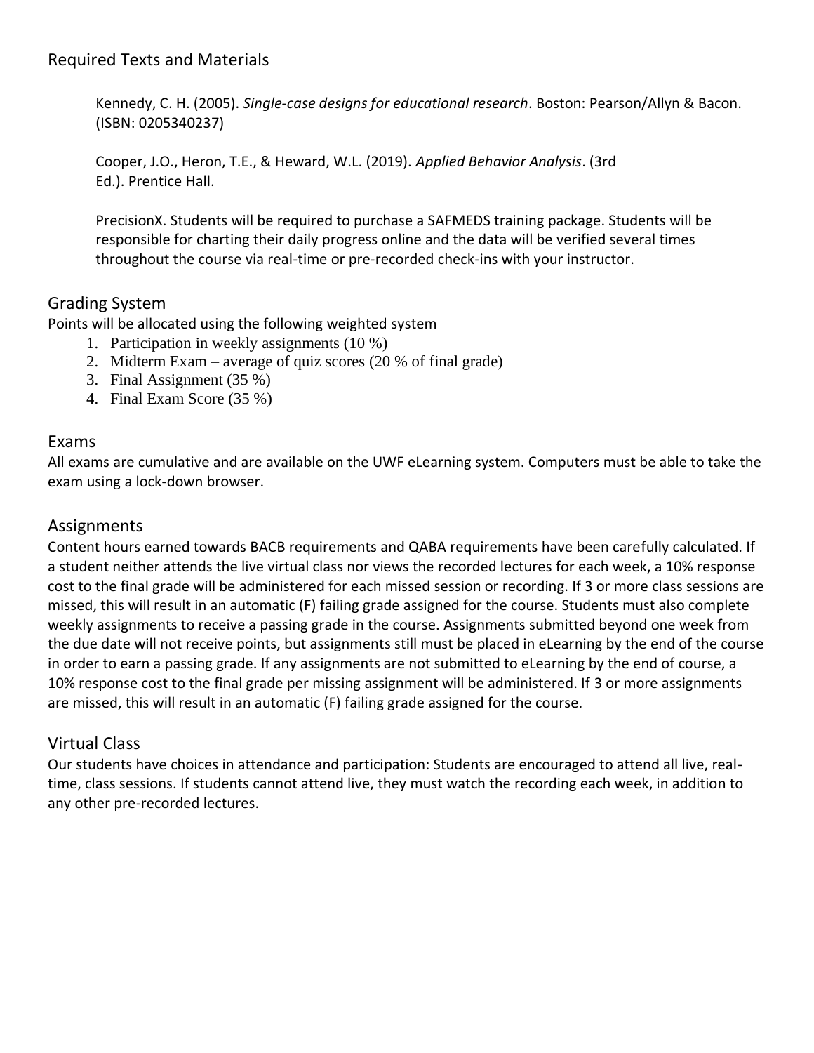## Required Texts and Materials

Kennedy, C. H. (2005). *Single-case designs for educational research*. Boston: Pearson/Allyn & Bacon. (ISBN: 0205340237)

Cooper, J.O., Heron, T.E., & Heward, W.L. (2019). *Applied Behavior Analysis*. (3rd Ed.). Prentice Hall.

PrecisionX. Students will be required to purchase a SAFMEDS training package. Students will be responsible for charting their daily progress online and the data will be verified several times throughout the course via real-time or pre-recorded check-ins with your instructor.

## Grading System

Points will be allocated using the following weighted system

1. Participation in weekly assignments (10 %)
2. Midterm Exam – average of quiz scores (20 % of final grade)
3. Final Assignment (35 %)
4. Final Exam Score (35 %)

## Exams

All exams are cumulative and are available on the UWF eLearning system. Computers must be able to take the exam using a lock-down browser.

## Assignments

Content hours earned towards BACB requirements and QABA requirements have been carefully calculated. If a student neither attends the live virtual class nor views the recorded lectures for each week, a 10% response cost to the final grade will be administered for each missed session or recording. If 3 or more class sessions are missed, this will result in an automatic (F) failing grade assigned for the course. Students must also complete weekly assignments to receive a passing grade in the course. Assignments submitted beyond one week from the due date will not receive points, but assignments still must be placed in eLearning by the end of the course in order to earn a passing grade. If any assignments are not submitted to eLearning by the end of course, a 10% response cost to the final grade per missing assignment will be administered. If 3 or more assignments are missed, this will result in an automatic (F) failing grade assigned for the course.

## Virtual Class

Our students have choices in attendance and participation: Students are encouraged to attend all live, real-time, class sessions. If students cannot attend live, they must watch the recording each week, in addition to any other pre-recorded lectures.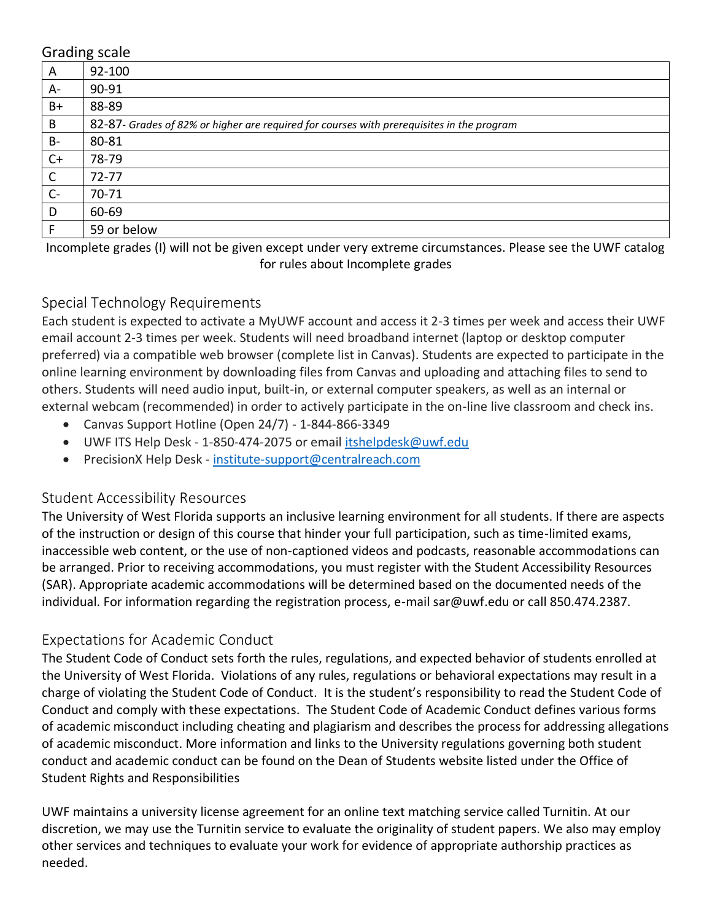## Grading scale

| | |
|---|---|
| A | 92-100 |
| A- | 90-91 |
| B+ | 88-89 |
| B | 82-87- *Grades of 82% or higher are required for courses with prerequisites in the program* |
| B- | 80-81 |
| C+ | 78-79 |
| C | 72-77 |
| C- | 70-71 |
| D | 60-69 |
| F | 59 or below |

Incomplete grades (I) will not be given except under very extreme circumstances. Please see the UWF catalog for rules about Incomplete grades

## Special Technology Requirements

Each student is expected to activate a MyUWF account and access it 2-3 times per week and access their UWF email account 2-3 times per week. Students will need broadband internet (laptop or desktop computer preferred) via a compatible web browser (complete list in Canvas). Students are expected to participate in the online learning environment by downloading files from Canvas and uploading and attaching files to send to others. Students will need audio input, built-in, or external computer speakers, as well as an internal or external webcam (recommended) in order to actively participate in the on-line live classroom and check ins.

- Canvas Support Hotline (Open 24/7) - 1-844-866-3349
- UWF ITS Help Desk - 1-850-474-2075 or email itshelpdesk@uwf.edu
- PrecisionX Help Desk - institute-support@centralreach.com

## Student Accessibility Resources

The University of West Florida supports an inclusive learning environment for all students. If there are aspects of the instruction or design of this course that hinder your full participation, such as time-limited exams, inaccessible web content, or the use of non-captioned videos and podcasts, reasonable accommodations can be arranged. Prior to receiving accommodations, you must register with the Student Accessibility Resources (SAR). Appropriate academic accommodations will be determined based on the documented needs of the individual. For information regarding the registration process, e-mail sar@uwf.edu or call 850.474.2387.

## Expectations for Academic Conduct

The Student Code of Conduct sets forth the rules, regulations, and expected behavior of students enrolled at the University of West Florida. Violations of any rules, regulations or behavioral expectations may result in a charge of violating the Student Code of Conduct. It is the student's responsibility to read the Student Code of Conduct and comply with these expectations. The Student Code of Academic Conduct defines various forms of academic misconduct including cheating and plagiarism and describes the process for addressing allegations of academic misconduct. More information and links to the University regulations governing both student conduct and academic conduct can be found on the Dean of Students website listed under the Office of Student Rights and Responsibilities

UWF maintains a university license agreement for an online text matching service called Turnitin. At our discretion, we may use the Turnitin service to evaluate the originality of student papers. We also may employ other services and techniques to evaluate your work for evidence of appropriate authorship practices as needed.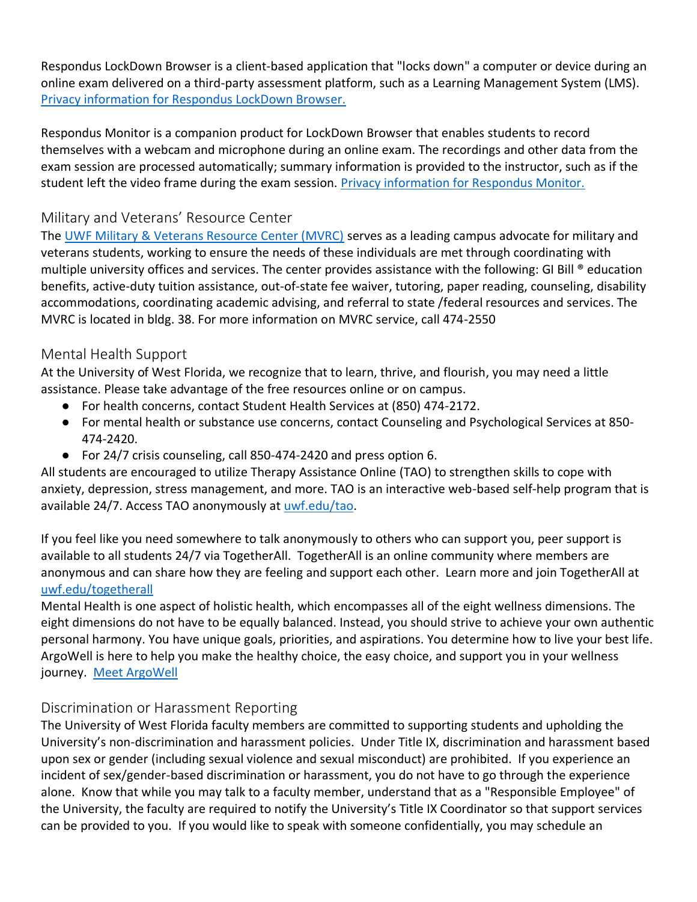Respondus LockDown Browser is a client-based application that "locks down" a computer or device during an online exam delivered on a third-party assessment platform, such as a Learning Management System (LMS). [Privacy information for Respondus LockDown Browser.]

Respondus Monitor is a companion product for LockDown Browser that enables students to record themselves with a webcam and microphone during an online exam. The recordings and other data from the exam session are processed automatically; summary information is provided to the instructor, such as if the student left the video frame during the exam session. [Privacy information for Respondus Monitor.]

## Military and Veterans' Resource Center

The UWF Military & Veterans Resource Center (MVRC) serves as a leading campus advocate for military and veterans students, working to ensure the needs of these individuals are met through coordinating with multiple university offices and services. The center provides assistance with the following: GI Bill ® education benefits, active-duty tuition assistance, out-of-state fee waiver, tutoring, paper reading, counseling, disability accommodations, coordinating academic advising, and referral to state /federal resources and services. The MVRC is located in bldg. 38. For more information on MVRC service, call 474-2550

## Mental Health Support

At the University of West Florida, we recognize that to learn, thrive, and flourish, you may need a little assistance. Please take advantage of the free resources online or on campus.

- For health concerns, contact Student Health Services at (850) 474-2172.
- For mental health or substance use concerns, contact Counseling and Psychological Services at 850-474-2420.
- For 24/7 crisis counseling, call 850-474-2420 and press option 6.

All students are encouraged to utilize Therapy Assistance Online (TAO) to strengthen skills to cope with anxiety, depression, stress management, and more. TAO is an interactive web-based self-help program that is available 24/7. Access TAO anonymously at uwf.edu/tao.

If you feel like you need somewhere to talk anonymously to others who can support you, peer support is available to all students 24/7 via TogetherAll. TogetherAll is an online community where members are anonymous and can share how they are feeling and support each other. Learn more and join TogetherAll at uwf.edu/togetherall

Mental Health is one aspect of holistic health, which encompasses all of the eight wellness dimensions. The eight dimensions do not have to be equally balanced. Instead, you should strive to achieve your own authentic personal harmony. You have unique goals, priorities, and aspirations. You determine how to live your best life. ArgoWell is here to help you make the healthy choice, the easy choice, and support you in your wellness journey. Meet ArgoWell

## Discrimination or Harassment Reporting

The University of West Florida faculty members are committed to supporting students and upholding the University's non-discrimination and harassment policies. Under Title IX, discrimination and harassment based upon sex or gender (including sexual violence and sexual misconduct) are prohibited. If you experience an incident of sex/gender-based discrimination or harassment, you do not have to go through the experience alone. Know that while you may talk to a faculty member, understand that as a "Responsible Employee" of the University, the faculty are required to notify the University's Title IX Coordinator so that support services can be provided to you. If you would like to speak with someone confidentially, you may schedule an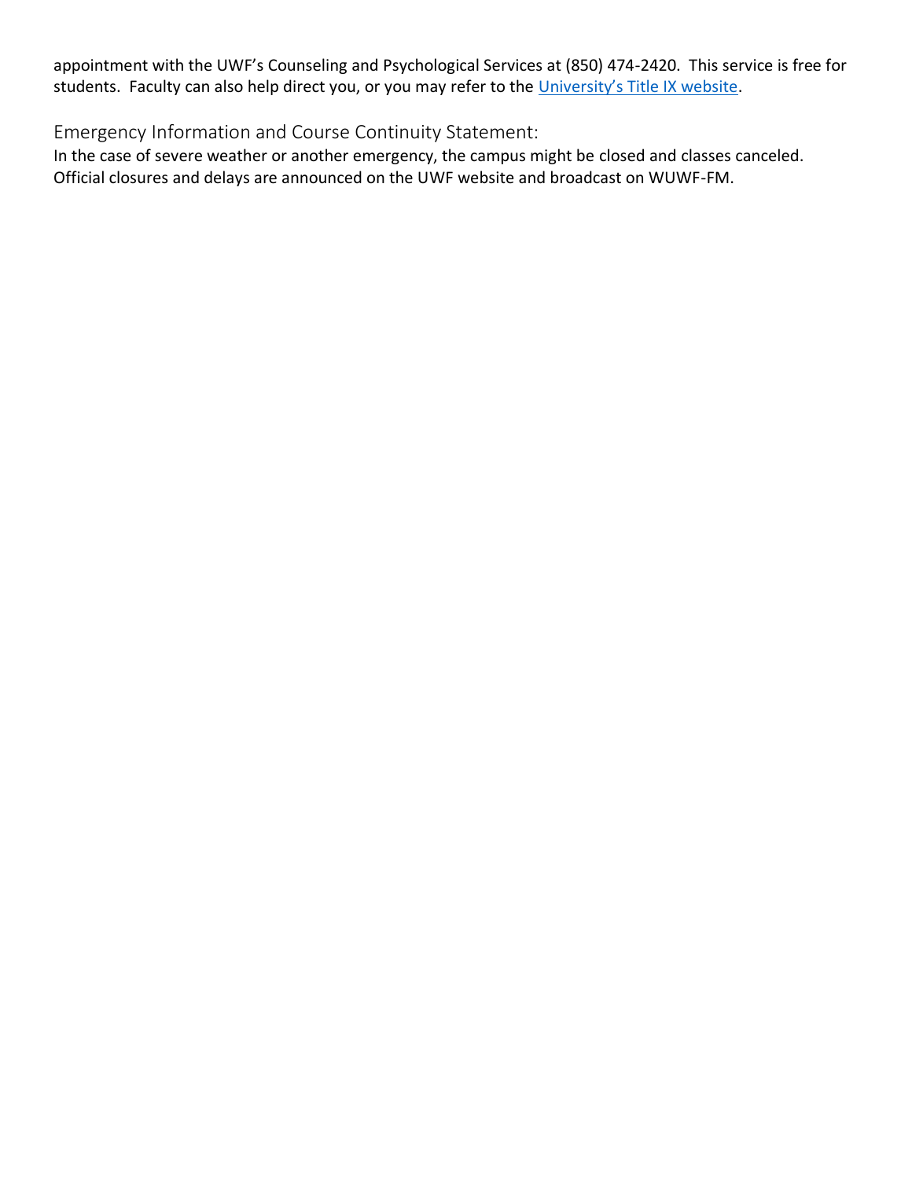appointment with the UWF's Counseling and Psychological Services at (850) 474-2420. This service is free for students. Faculty can also help direct you, or you may refer to the University's Title IX website.

## Emergency Information and Course Continuity Statement:

In the case of severe weather or another emergency, the campus might be closed and classes canceled. Official closures and delays are announced on the UWF website and broadcast on WUWF-FM.